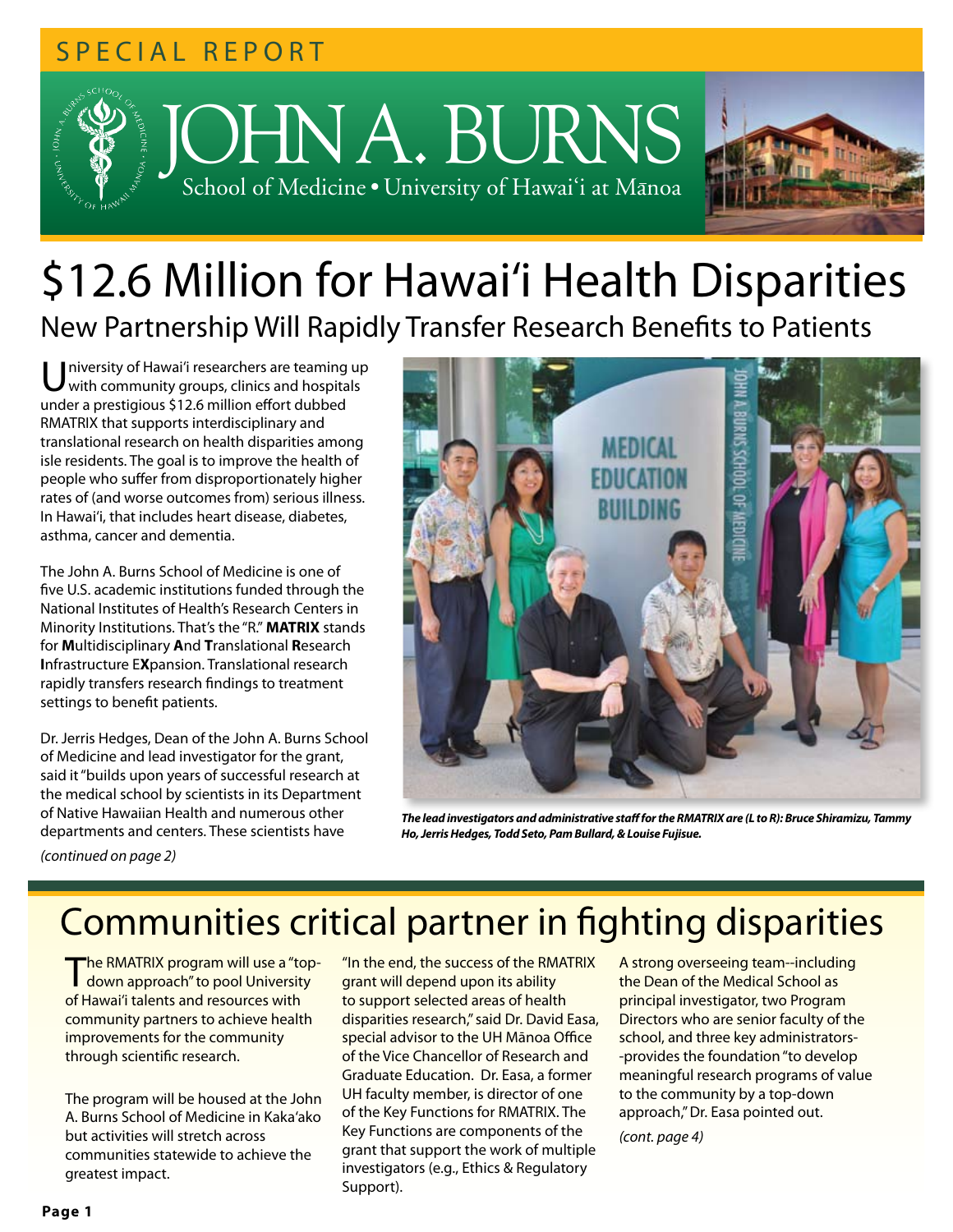SPECIAL REPORT

JOHN A. BURNS

School of Medicine • University of Hawai'i at Mānoa

# $12.6 Million for Hawai'i Health Disparities

## New Partnership Will Rapidly Transfer Research Benefits to Patients

University of Hawai'i researchers are teaming up with community groups, clinics and hospitals under a prestigious $12.6 million effort dubbed RMATRIX that supports interdisciplinary and translational research on health disparities among isle residents. The goal is to improve the health of people who suffer from disproportionately higher rates of (and worse outcomes from) serious illness. In Hawai'i, that includes heart disease, diabetes, asthma, cancer and dementia.

The John A. Burns School of Medicine is one of five U.S. academic institutions funded through the National Institutes of Health's Research Centers in Minority Institutions. That's the "R." **MATRIX** stands for **M**ultidisciplinary **A**nd **T**ranslational **R**esearch **I**nfrastructure E**X**pansion. Translational research rapidly transfers research findings to treatment settings to benefit patients.

Dr. Jerris Hedges, Dean of the John A. Burns School of Medicine and lead investigator for the grant, said it "builds upon years of successful research at the medical school by scientists in its Department of Native Hawaiian Health and numerous other departments and centers. These scientists have

*(continued on page 2)*

***The lead investigators and administrative staff for the RMATRIX are (L to R): Bruce Shiramizu, Tammy Ho, Jerris Hedges, Todd Seto, Pam Bullard, & Louise Fujisue.***

# Communities critical partner in fighting disparities

The RMATRIX program will use a "top-down approach" to pool University of Hawai'i talents and resources with community partners to achieve health improvements for the community through scientific research.

The program will be housed at the John A. Burns School of Medicine in Kaka'ako but activities will stretch across communities statewide to achieve the greatest impact.

"In the end, the success of the RMATRIX grant will depend upon its ability to support selected areas of health disparities research," said Dr. David Easa, special advisor to the UH Mānoa Office of the Vice Chancellor of Research and Graduate Education. Dr. Easa, a former UH faculty member, is director of one of the Key Functions for RMATRIX. The Key Functions are components of the grant that support the work of multiple investigators (e.g., Ethics & Regulatory Support).

A strong overseeing team--including the Dean of the Medical School as principal investigator, two Program Directors who are senior faculty of the school, and three key administrators--provides the foundation "to develop meaningful research programs of value to the community by a top-down approach," Dr. Easa pointed out.

*(cont. page 4)*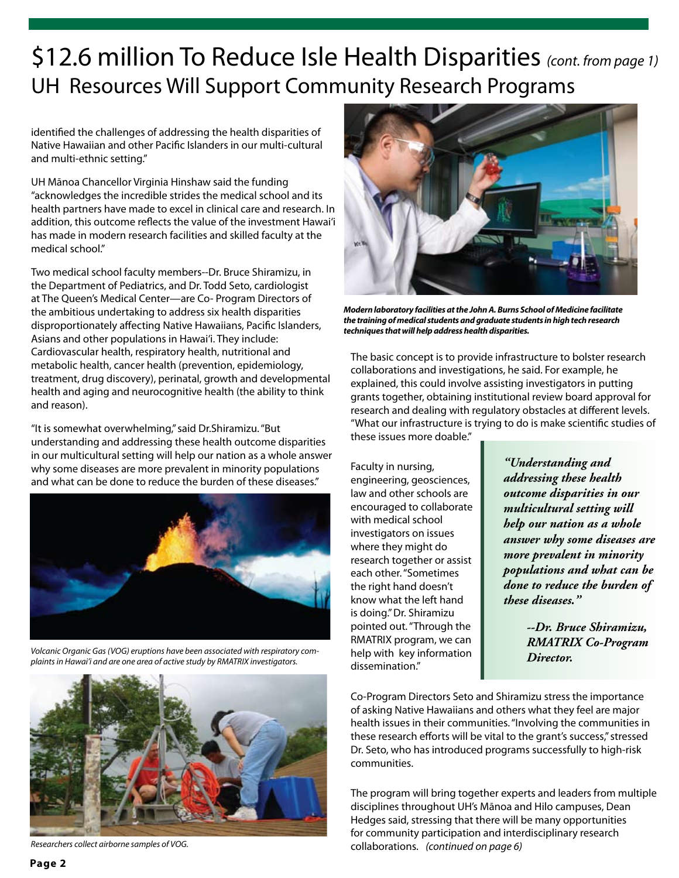# $12.6 million To Reduce Isle Health Disparities *(cont. from page 1)*

## UH Resources Will Support Community Research Programs

identified the challenges of addressing the health disparities of Native Hawaiian and other Pacific Islanders in our multi-cultural and multi-ethnic setting."

UH Mānoa Chancellor Virginia Hinshaw said the funding "acknowledges the incredible strides the medical school and its health partners have made to excel in clinical care and research. In addition, this outcome reflects the value of the investment Hawai'i has made in modern research facilities and skilled faculty at the medical school."

Two medical school faculty members--Dr. Bruce Shiramizu, in the Department of Pediatrics, and Dr. Todd Seto, cardiologist at The Queen's Medical Center—are Co- Program Directors of the ambitious undertaking to address six health disparities disproportionately affecting Native Hawaiians, Pacific Islanders, Asians and other populations in Hawai'i. They include: Cardiovascular health, respiratory health, nutritional and metabolic health, cancer health (prevention, epidemiology, treatment, drug discovery), perinatal, growth and developmental health and aging and neurocognitive health (the ability to think and reason).

"It is somewhat overwhelming," said Dr.Shiramizu. "But understanding and addressing these health outcome disparities in our multicultural setting will help our nation as a whole answer why some diseases are more prevalent in minority populations and what can be done to reduce the burden of these diseases."

*Volcanic Organic Gas (VOG) eruptions have been associated with respiratory complaints in Hawai'i and are one area of active study by RMATRIX investigators.*

*Researchers collect airborne samples of VOG.*

***Modern laboratory facilities at the John A. Burns School of Medicine facilitate the training of medical students and graduate students in high tech research techniques that will help address health disparities.***

The basic concept is to provide infrastructure to bolster research collaborations and investigations, he said. For example, he explained, this could involve assisting investigators in putting grants together, obtaining institutional review board approval for research and dealing with regulatory obstacles at different levels. "What our infrastructure is trying to do is make scientific studies of these issues more doable."

Faculty in nursing, engineering, geosciences, law and other schools are encouraged to collaborate with medical school investigators on issues where they might do research together or assist each other. "Sometimes the right hand doesn't know what the left hand is doing." Dr. Shiramizu pointed out. "Through the RMATRIX program, we can help with key information dissemination."

> ***"Understanding and addressing these health outcome disparities in our multicultural setting will help our nation as a whole answer why some diseases are more prevalent in minority populations and what can be done to reduce the burden of these diseases."***
>
> ***--Dr. Bruce Shiramizu, RMATRIX Co-Program Director.***

Co-Program Directors Seto and Shiramizu stress the importance of asking Native Hawaiians and others what they feel are major health issues in their communities. "Involving the communities in these research efforts will be vital to the grant's success," stressed Dr. Seto, who has introduced programs successfully to high-risk communities.

The program will bring together experts and leaders from multiple disciplines throughout UH's Mānoa and Hilo campuses, Dean Hedges said, stressing that there will be many opportunities for community participation and interdisciplinary research collaborations. *(continued on page 6)*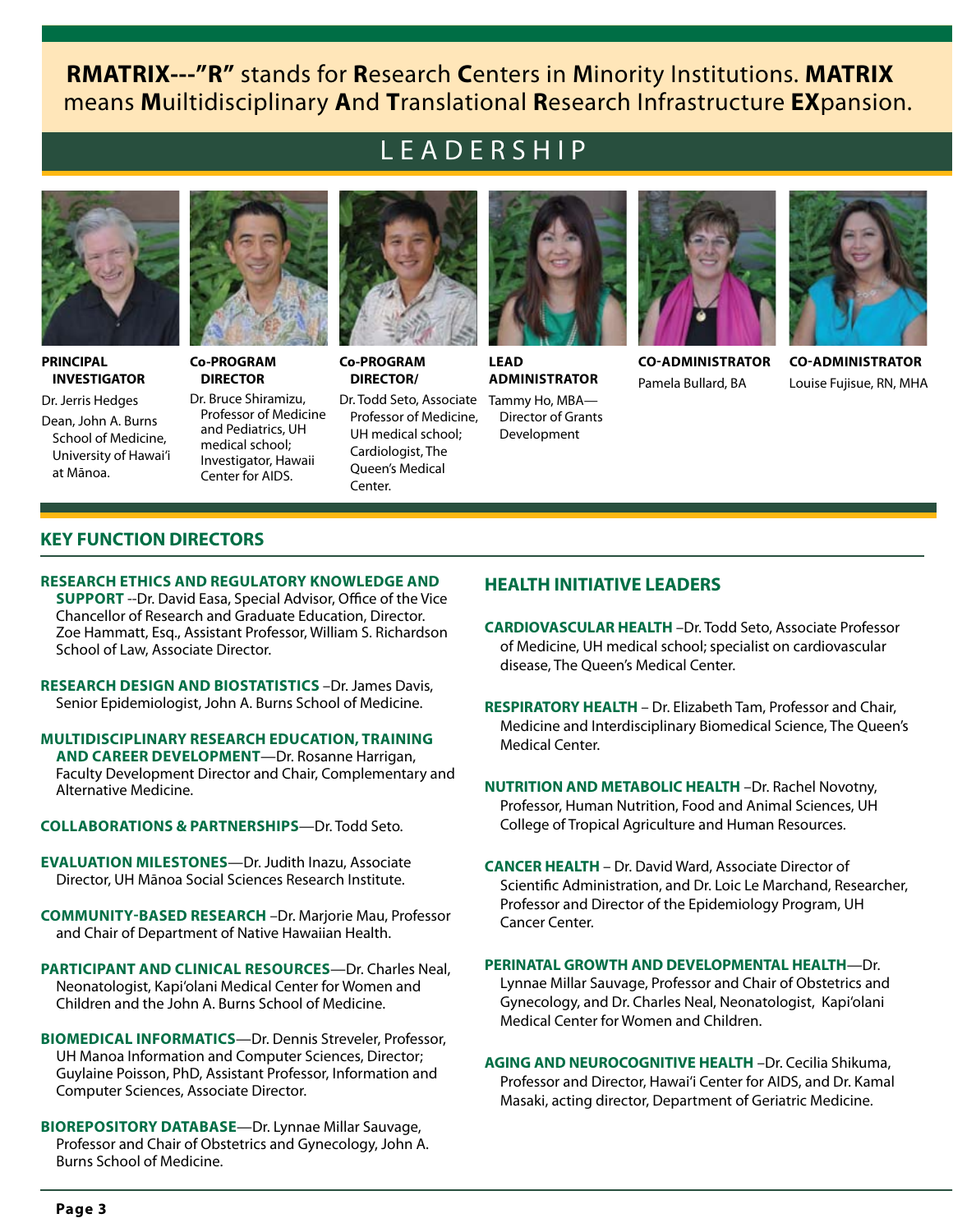**RMATRIX---"R"** stands for **R**esearch **C**enters in **M**inority Institutions. **MATRIX** means **M**uiltidisciplinary **A**nd **T**ranslational **R**esearch Infrastructure **EX**pansion.

# LEADERSHIP

**PRINCIPAL INVESTIGATOR**
Dr. Jerris Hedges
Dean, John A. Burns School of Medicine, University of Hawaiʻi at Mānoa.

**Co-PROGRAM DIRECTOR**
Dr. Bruce Shiramizu, Professor of Medicine and Pediatrics, UH medical school; Investigator, Hawaii Center for AIDS.

**Co-PROGRAM DIRECTOR/**
Dr. Todd Seto, Associate Professor of Medicine, UH medical school; Cardiologist, The Queen's Medical Center.

**LEAD ADMINISTRATOR**
Tammy Ho, MBA—Director of Grants Development

**CO-ADMINISTRATOR**
Pamela Bullard, BA

**CO-ADMINISTRATOR**
Louise Fujisue, RN, MHA

## KEY FUNCTION DIRECTORS

**RESEARCH ETHICS AND REGULATORY KNOWLEDGE AND SUPPORT** --Dr. David Easa, Special Advisor, Office of the Vice Chancellor of Research and Graduate Education, Director. Zoe Hammatt, Esq., Assistant Professor, William S. Richardson School of Law, Associate Director.

**RESEARCH DESIGN AND BIOSTATISTICS** –Dr. James Davis, Senior Epidemiologist, John A. Burns School of Medicine.

**MULTIDISCIPLINARY RESEARCH EDUCATION, TRAINING AND CAREER DEVELOPMENT**—Dr. Rosanne Harrigan, Faculty Development Director and Chair, Complementary and Alternative Medicine.

**COLLABORATIONS & PARTNERSHIPS**—Dr. Todd Seto.

**EVALUATION MILESTONES**—Dr. Judith Inazu, Associate Director, UH Mānoa Social Sciences Research Institute.

**COMMUNITY-BASED RESEARCH** –Dr. Marjorie Mau, Professor and Chair of Department of Native Hawaiian Health.

**PARTICIPANT AND CLINICAL RESOURCES**—Dr. Charles Neal, Neonatologist, Kapiʻolani Medical Center for Women and Children and the John A. Burns School of Medicine.

**BIOMEDICAL INFORMATICS**—Dr. Dennis Streveler, Professor, UH Manoa Information and Computer Sciences, Director; Guylaine Poisson, PhD, Assistant Professor, Information and Computer Sciences, Associate Director.

**BIOREPOSITORY DATABASE**—Dr. Lynnae Millar Sauvage, Professor and Chair of Obstetrics and Gynecology, John A. Burns School of Medicine.

## HEALTH INITIATIVE LEADERS

**CARDIOVASCULAR HEALTH** –Dr. Todd Seto, Associate Professor of Medicine, UH medical school; specialist on cardiovascular disease, The Queen's Medical Center.

**RESPIRATORY HEALTH** – Dr. Elizabeth Tam, Professor and Chair, Medicine and Interdisciplinary Biomedical Science, The Queen's Medical Center.

**NUTRITION AND METABOLIC HEALTH** –Dr. Rachel Novotny, Professor, Human Nutrition, Food and Animal Sciences, UH College of Tropical Agriculture and Human Resources.

**CANCER HEALTH** – Dr. David Ward, Associate Director of Scientific Administration, and Dr. Loic Le Marchand, Researcher, Professor and Director of the Epidemiology Program, UH Cancer Center.

**PERINATAL GROWTH AND DEVELOPMENTAL HEALTH**—Dr. Lynnae Millar Sauvage, Professor and Chair of Obstetrics and Gynecology, and Dr. Charles Neal, Neonatologist, Kapiʻolani Medical Center for Women and Children.

**AGING AND NEUROCOGNITIVE HEALTH** –Dr. Cecilia Shikuma, Professor and Director, Hawaiʻi Center for AIDS, and Dr. Kamal Masaki, acting director, Department of Geriatric Medicine.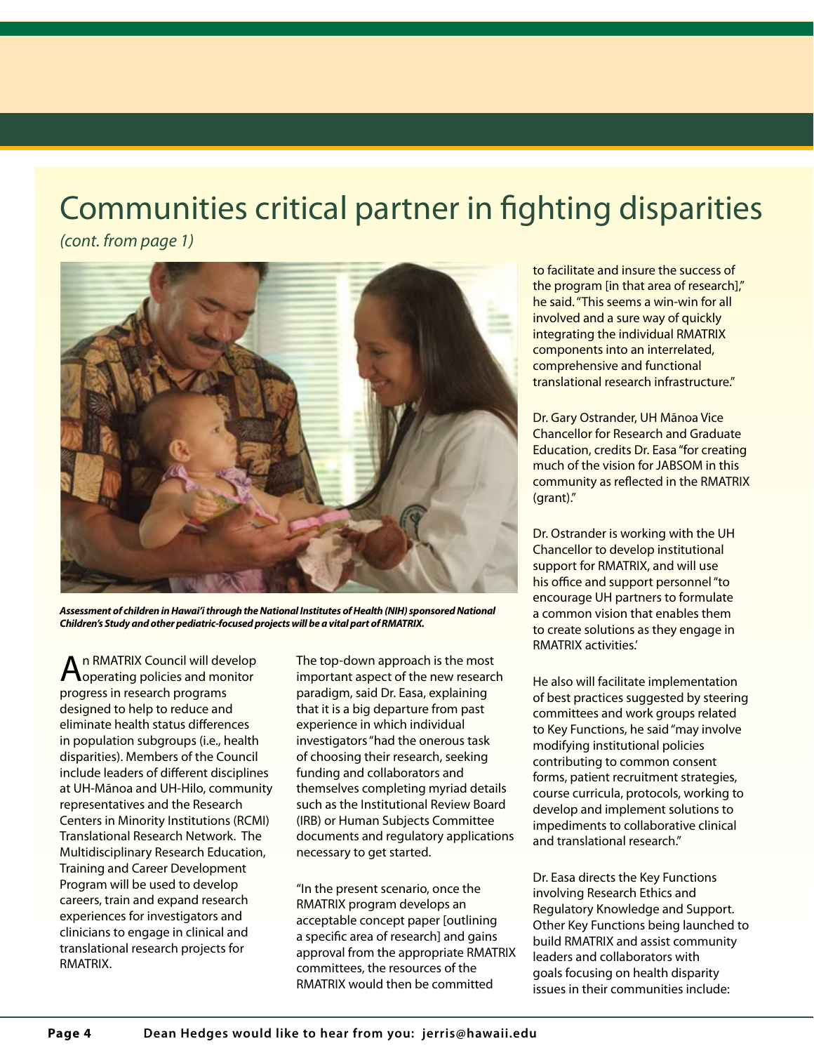# Communities critical partner in fighting disparities

*(cont. from page 1)*

***Assessment of children in Hawai'i through the National Institutes of Health (NIH) sponsored National Children's Study and other pediatric-focused projects will be a vital part of RMATRIX.***

An RMATRIX Council will develop operating policies and monitor progress in research programs designed to help to reduce and eliminate health status differences in population subgroups (i.e., health disparities). Members of the Council include leaders of different disciplines at UH-Mānoa and UH-Hilo, community representatives and the Research Centers in Minority Institutions (RCMI) Translational Research Network. The Multidisciplinary Research Education, Training and Career Development Program will be used to develop careers, train and expand research experiences for investigators and clinicians to engage in clinical and translational research projects for RMATRIX.

The top-down approach is the most important aspect of the new research paradigm, said Dr. Easa, explaining that it is a big departure from past experience in which individual investigators "had the onerous task of choosing their research, seeking funding and collaborators and themselves completing myriad details such as the Institutional Review Board (IRB) or Human Subjects Committee documents and regulatory applications necessary to get started.

"In the present scenario, once the RMATRIX program develops an acceptable concept paper [outlining a specific area of research] and gains approval from the appropriate RMATRIX committees, the resources of the RMATRIX would then be committed to facilitate and insure the success of the program [in that area of research]," he said. "This seems a win-win for all involved and a sure way of quickly integrating the individual RMATRIX components into an interrelated, comprehensive and functional translational research infrastructure."

Dr. Gary Ostrander, UH Mānoa Vice Chancellor for Research and Graduate Education, credits Dr. Easa "for creating much of the vision for JABSOM in this community as reflected in the RMATRIX (grant)."

Dr. Ostrander is working with the UH Chancellor to develop institutional support for RMATRIX, and will use his office and support personnel "to encourage UH partners to formulate a common vision that enables them to create solutions as they engage in RMATRIX activities.'

He also will facilitate implementation of best practices suggested by steering committees and work groups related to Key Functions, he said "may involve modifying institutional policies contributing to common consent forms, patient recruitment strategies, course curricula, protocols, working to develop and implement solutions to impediments to collaborative clinical and translational research."

Dr. Easa directs the Key Functions involving Research Ethics and Regulatory Knowledge and Support. Other Key Functions being launched to build RMATRIX and assist community leaders and collaborators with goals focusing on health disparity issues in their communities include:

**Dean Hedges would like to hear from you: jerris@hawaii.edu**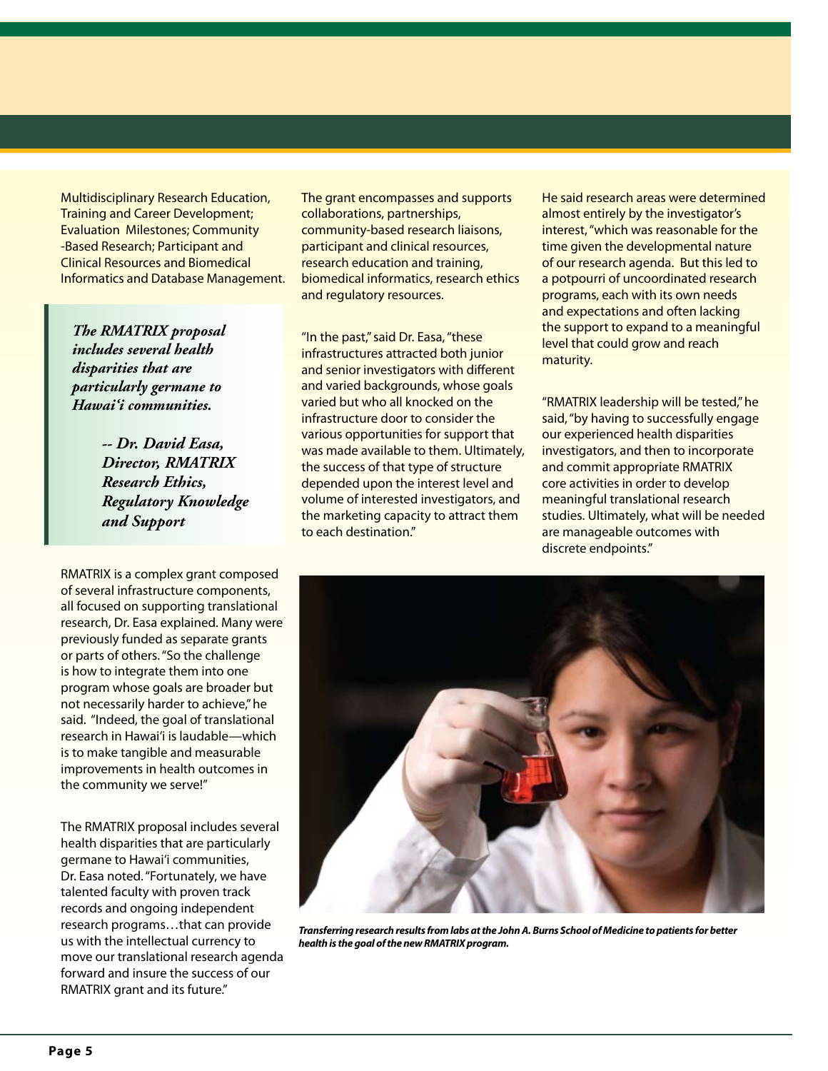Multidisciplinary Research Education, Training and Career Development; Evaluation Milestones; Community -Based Research; Participant and Clinical Resources and Biomedical Informatics and Database Management.

> ***The RMATRIX proposal includes several health disparities that are particularly germane to Hawai'i communities.***
>
> ***-- Dr. David Easa, Director, RMATRIX Research Ethics, Regulatory Knowledge and Support***

RMATRIX is a complex grant composed of several infrastructure components, all focused on supporting translational research, Dr. Easa explained. Many were previously funded as separate grants or parts of others. "So the challenge is how to integrate them into one program whose goals are broader but not necessarily harder to achieve," he said. "Indeed, the goal of translational research in Hawai'i is laudable—which is to make tangible and measurable improvements in health outcomes in the community we serve!"

The RMATRIX proposal includes several health disparities that are particularly germane to Hawai'i communities, Dr. Easa noted. "Fortunately, we have talented faculty with proven track records and ongoing independent research programs…that can provide us with the intellectual currency to move our translational research agenda forward and insure the success of our RMATRIX grant and its future."

The grant encompasses and supports collaborations, partnerships, community-based research liaisons, participant and clinical resources, research education and training, biomedical informatics, research ethics and regulatory resources.

"In the past," said Dr. Easa, "these infrastructures attracted both junior and senior investigators with different and varied backgrounds, whose goals varied but who all knocked on the infrastructure door to consider the various opportunities for support that was made available to them. Ultimately, the success of that type of structure depended upon the interest level and volume of interested investigators, and the marketing capacity to attract them to each destination."

He said research areas were determined almost entirely by the investigator's interest, "which was reasonable for the time given the developmental nature of our research agenda. But this led to a potpourri of uncoordinated research programs, each with its own needs and expectations and often lacking the support to expand to a meaningful level that could grow and reach maturity.

"RMATRIX leadership will be tested," he said, "by having to successfully engage our experienced health disparities investigators, and then to incorporate and commit appropriate RMATRIX core activities in order to develop meaningful translational research studies. Ultimately, what will be needed are manageable outcomes with discrete endpoints."

***Transferring research results from labs at the John A. Burns School of Medicine to patients for better health is the goal of the new RMATRIX program.***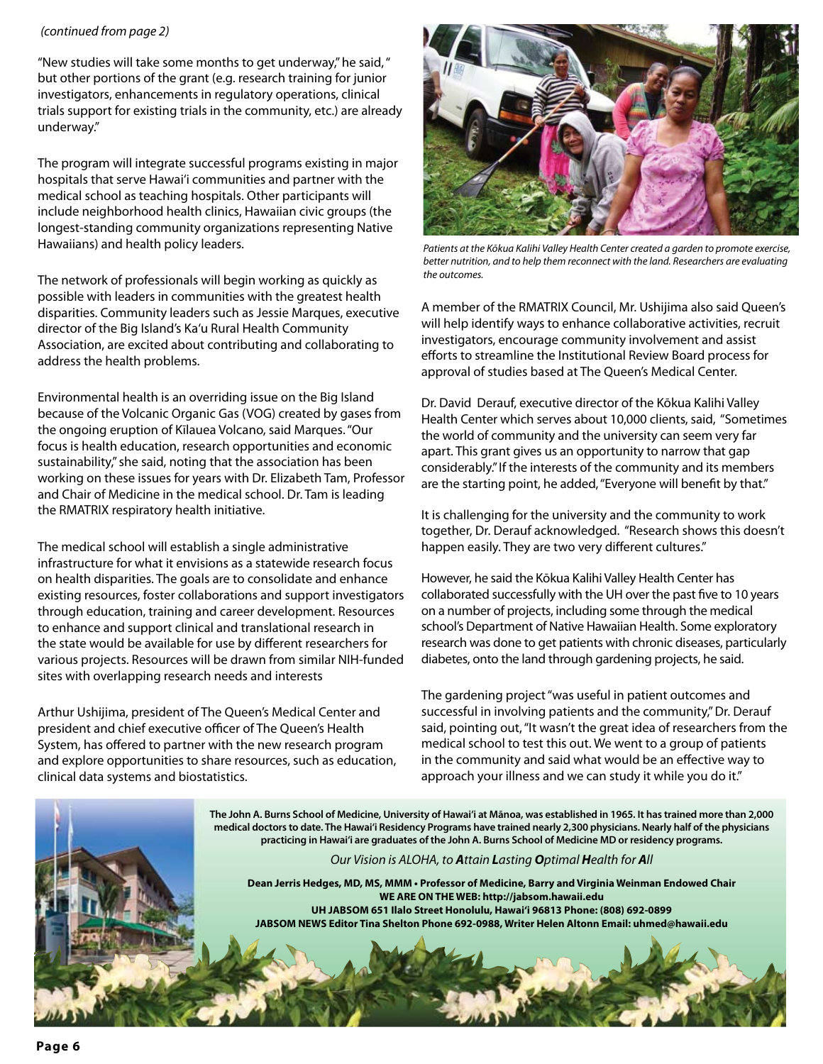*(continued from page 2)*

"New studies will take some months to get underway," he said, " but other portions of the grant (e.g. research training for junior investigators, enhancements in regulatory operations, clinical trials support for existing trials in the community, etc.) are already underway."

The program will integrate successful programs existing in major hospitals that serve Hawai'i communities and partner with the medical school as teaching hospitals. Other participants will include neighborhood health clinics, Hawaiian civic groups (the longest-standing community organizations representing Native Hawaiians) and health policy leaders.

The network of professionals will begin working as quickly as possible with leaders in communities with the greatest health disparities. Community leaders such as Jessie Marques, executive director of the Big Island's Ka'u Rural Health Community Association, are excited about contributing and collaborating to address the health problems.

Environmental health is an overriding issue on the Big Island because of the Volcanic Organic Gas (VOG) created by gases from the ongoing eruption of Kīlauea Volcano, said Marques. "Our focus is health education, research opportunities and economic sustainability," she said, noting that the association has been working on these issues for years with Dr. Elizabeth Tam, Professor and Chair of Medicine in the medical school. Dr. Tam is leading the RMATRIX respiratory health initiative.

The medical school will establish a single administrative infrastructure for what it envisions as a statewide research focus on health disparities. The goals are to consolidate and enhance existing resources, foster collaborations and support investigators through education, training and career development. Resources to enhance and support clinical and translational research in the state would be available for use by different researchers for various projects. Resources will be drawn from similar NIH-funded sites with overlapping research needs and interests

Arthur Ushijima, president of The Queen's Medical Center and president and chief executive officer of The Queen's Health System, has offered to partner with the new research program and explore opportunities to share resources, such as education, clinical data systems and biostatistics.

*Patients at the Kōkua Kalihi Valley Health Center created a garden to promote exercise, better nutrition, and to help them reconnect with the land. Researchers are evaluating the outcomes.*

A member of the RMATRIX Council, Mr. Ushijima also said Queen's will help identify ways to enhance collaborative activities, recruit investigators, encourage community involvement and assist efforts to streamline the Institutional Review Board process for approval of studies based at The Queen's Medical Center.

Dr. David Derauf, executive director of the Kōkua Kalihi Valley Health Center which serves about 10,000 clients, said, "Sometimes the world of community and the university can seem very far apart. This grant gives us an opportunity to narrow that gap considerably." If the interests of the community and its members are the starting point, he added, "Everyone will benefit by that."

It is challenging for the university and the community to work together, Dr. Derauf acknowledged. "Research shows this doesn't happen easily. They are two very different cultures."

However, he said the Kōkua Kalihi Valley Health Center has collaborated successfully with the UH over the past five to 10 years on a number of projects, including some through the medical school's Department of Native Hawaiian Health. Some exploratory research was done to get patients with chronic diseases, particularly diabetes, onto the land through gardening projects, he said.

The gardening project "was useful in patient outcomes and successful in involving patients and the community," Dr. Derauf said, pointing out, "It wasn't the great idea of researchers from the medical school to test this out. We went to a group of patients in the community and said what would be an effective way to approach your illness and we can study it while you do it."

**The John A. Burns School of Medicine, University of Hawai'i at Mānoa, was established in 1965. It has trained more than 2,000 medical doctors to date. The Hawai'i Residency Programs have trained nearly 2,300 physicians. Nearly half of the physicians practicing in Hawai'i are graduates of the John A. Burns School of Medicine MD or residency programs.**

*Our Vision is ALOHA, to **A**ttain **L**asting **O**ptimal **H**ealth for **A**ll*

**Dean Jerris Hedges, MD, MS, MMM • Professor of Medicine, Barry and Virginia Weinman Endowed Chair**
**WE ARE ON THE WEB: http://jabsom.hawaii.edu**
**UH JABSOM 651 Ilalo Street Honolulu, Hawai'i 96813 Phone: (808) 692-0899**
**JABSOM NEWS Editor Tina Shelton Phone 692-0988, Writer Helen Altonn Email: uhmed@hawaii.edu**